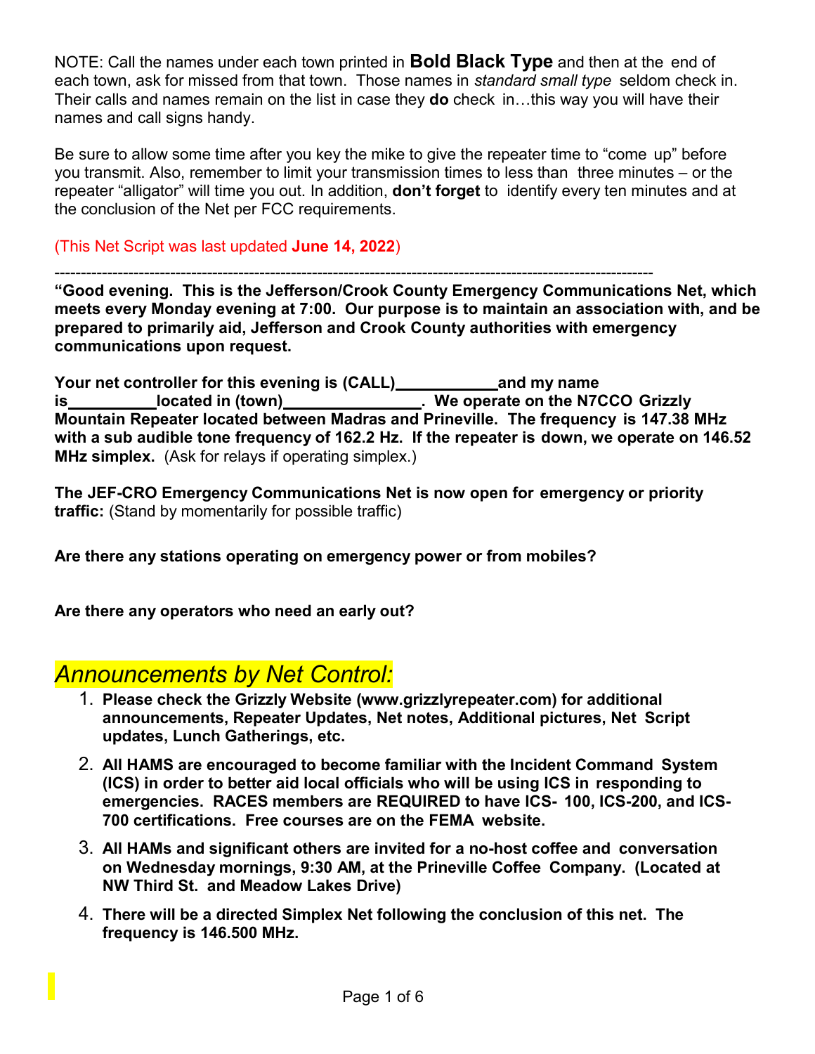NOTE: Call the names under each town printed in **Bold Black Type** and then at the end of each town, ask for missed from that town. Those names in *standard small type* seldom check in. Their calls and names remain on the list in case they **do** check in…this way you will have their names and call signs handy.

Be sure to allow some time after you key the mike to give the repeater time to "come up" before you transmit. Also, remember to limit your transmission times to less than three minutes – or the repeater "alligator" will time you out. In addition, **don't forget** to identify every ten minutes and at the conclusion of the Net per FCC requirements.

(This Net Script was last updated **June 14, 2022**)

---

**"Good evening. This is the Jefferson/Crook County Emergency Communications Net, which meets every Monday evening at 7:00. Our purpose is to maintain an association with, and be prepared to primarily aid, Jefferson and Crook County authorities with emergency communications upon request.**

**Your net controller for this evening is (CALL)\_\_\_\_\_\_\_\_\_\_\_and my name is\_\_\_\_\_\_\_\_\_\_located in (town)\_\_\_\_\_\_\_\_\_\_\_\_\_\_\_\_. We operate on the N7CCO Grizzly Mountain Repeater located between Madras and Prineville. The frequency is 147.38 MHz with a sub audible tone frequency of 162.2 Hz. If the repeater is down, we operate on 146.52 MHz simplex.** (Ask for relays if operating simplex.)

**The JEF-CRO Emergency Communications Net is now open for emergency or priority traffic:** (Stand by momentarily for possible traffic)

**Are there any stations operating on emergency power or from mobiles?**

**Are there any operators who need an early out?**

## *Announcements by Net Control:*

1. **Please check the Grizzly Website (www.grizzlyrepeater.com) for additional announcements, Repeater Updates, Net notes, Additional pictures, Net Script updates, Lunch Gatherings, etc.**
2. **All HAMS are encouraged to become familiar with the Incident Command System (ICS) in order to better aid local officials who will be using ICS in responding to emergencies. RACES members are REQUIRED to have ICS- 100, ICS-200, and ICS-700 certifications. Free courses are on the FEMA website.**
3. **All HAMs and significant others are invited for a no-host coffee and conversation on Wednesday mornings, 9:30 AM, at the Prineville Coffee Company. (Located at NW Third St. and Meadow Lakes Drive)**
4. **There will be a directed Simplex Net following the conclusion of this net. The frequency is 146.500 MHz.**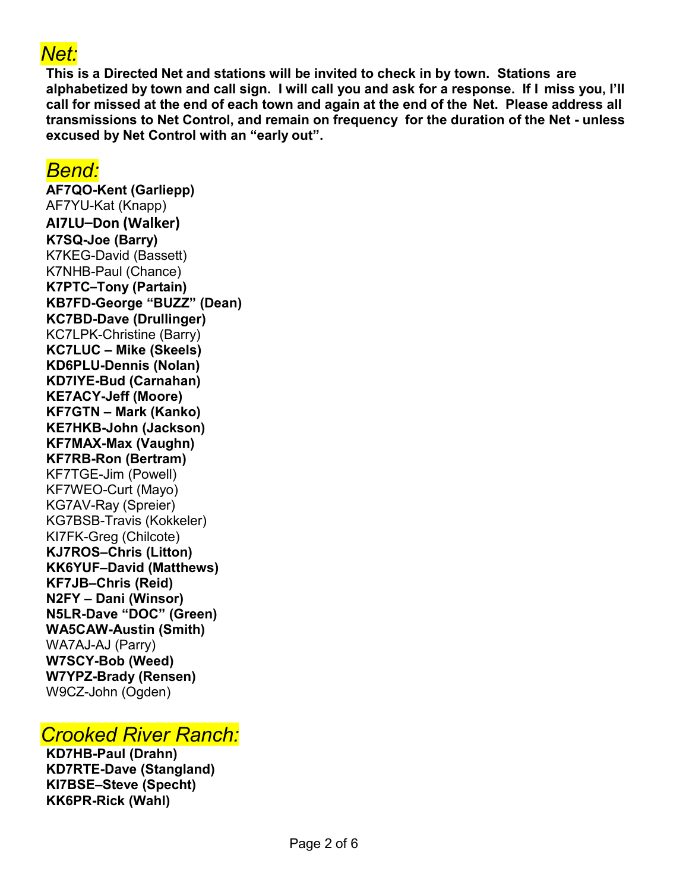## *Net:*

**This is a Directed Net and stations will be invited to check in by town. Stations are alphabetized by town and call sign. I will call you and ask for a response. If I miss you, I'll call for missed at the end of each town and again at the end of the Net. Please address all transmissions to Net Control, and remain on frequency for the duration of the Net - unless excused by Net Control with an "early out".**

## *Bend:*

**AF7QO-Kent (Garliepp)**
AF7YU-Kat (Knapp)
**AI7LU–Don (Walker)**
**K7SQ-Joe (Barry)**
K7KEG-David (Bassett)
K7NHB-Paul (Chance)
**K7PTC–Tony (Partain)**
**KB7FD-George "BUZZ" (Dean)**
**KC7BD-Dave (Drullinger)**
KC7LPK-Christine (Barry)
**KC7LUC – Mike (Skeels)**
**KD6PLU-Dennis (Nolan)**
**KD7IYE-Bud (Carnahan)**
**KE7ACY-Jeff (Moore)**
**KF7GTN – Mark (Kanko)**
**KE7HKB-John (Jackson)**
**KF7MAX-Max (Vaughn)**
**KF7RB-Ron (Bertram)**
KF7TGE-Jim (Powell)
KF7WEO-Curt (Mayo)
KG7AV-Ray (Spreier)
KG7BSB-Travis (Kokkeler)
KI7FK-Greg (Chilcote)
**KJ7ROS–Chris (Litton)**
**KK6YUF–David (Matthews)**
**KF7JB–Chris (Reid)**
**N2FY – Dani (Winsor)**
**N5LR-Dave "DOC" (Green)**
**WA5CAW-Austin (Smith)**
WA7AJ-AJ (Parry)
**W7SCY-Bob (Weed)**
**W7YPZ-Brady (Rensen)**
W9CZ-John (Ogden)

## *Crooked River Ranch:*

**KD7HB-Paul (Drahn)**
**KD7RTE-Dave (Stangland)**
**KI7BSE–Steve (Specht)**
**KK6PR-Rick (Wahl)**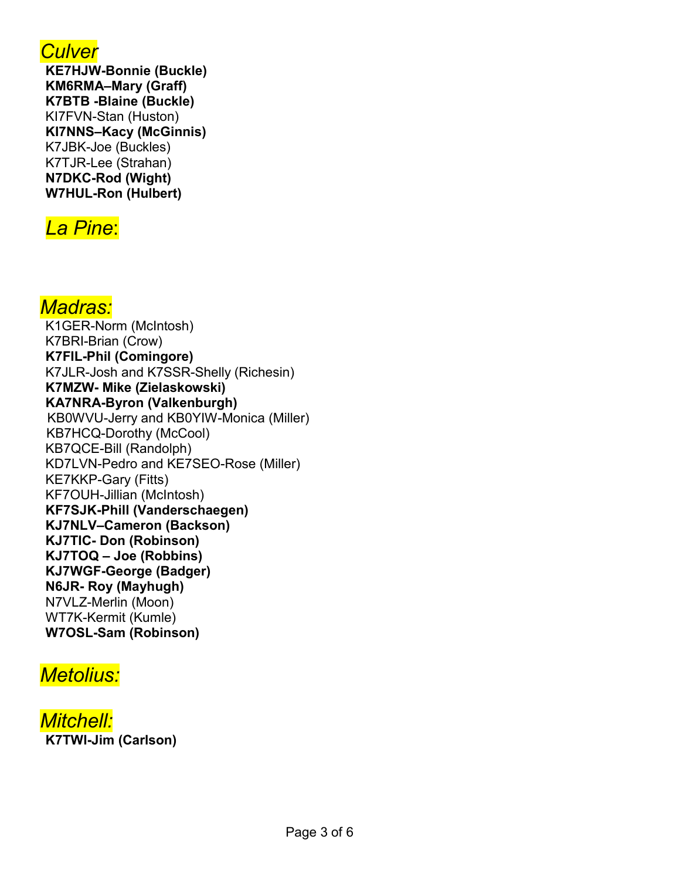## *Culver*

**KE7HJW-Bonnie (Buckle)**
**KM6RMA–Mary (Graff)**
**K7BTB -Blaine (Buckle)**
KI7FVN-Stan (Huston)
**KI7NNS–Kacy (McGinnis)**
K7JBK-Joe (Buckles)
K7TJR-Lee (Strahan)
**N7DKC-Rod (Wight)**
**W7HUL-Ron (Hulbert)**

## *La Pine*:

## *Madras:*

K1GER-Norm (McIntosh)
K7BRI-Brian (Crow)
**K7FIL-Phil (Comingore)**
K7JLR-Josh and K7SSR-Shelly (Richesin)
**K7MZW- Mike (Zielaskowski)**
**KA7NRA-Byron (Valkenburgh)**
KB0WVU-Jerry and KB0YIW-Monica (Miller)
KB7HCQ-Dorothy (McCool)
KB7QCE-Bill (Randolph)
KD7LVN-Pedro and KE7SEO-Rose (Miller)
KE7KKP-Gary (Fitts)
KF7OUH-Jillian (McIntosh)
**KF7SJK-Phill (Vanderschaegen)**
**KJ7NLV–Cameron (Backson)**
**KJ7TIC- Don (Robinson)**
**KJ7TOQ – Joe (Robbins)**
**KJ7WGF-George (Badger)**
**N6JR- Roy (Mayhugh)**
N7VLZ-Merlin (Moon)
WT7K-Kermit (Kumle)
**W7OSL-Sam (Robinson)**

## *Metolius:*

## *Mitchell:*

**K7TWI-Jim (Carlson)**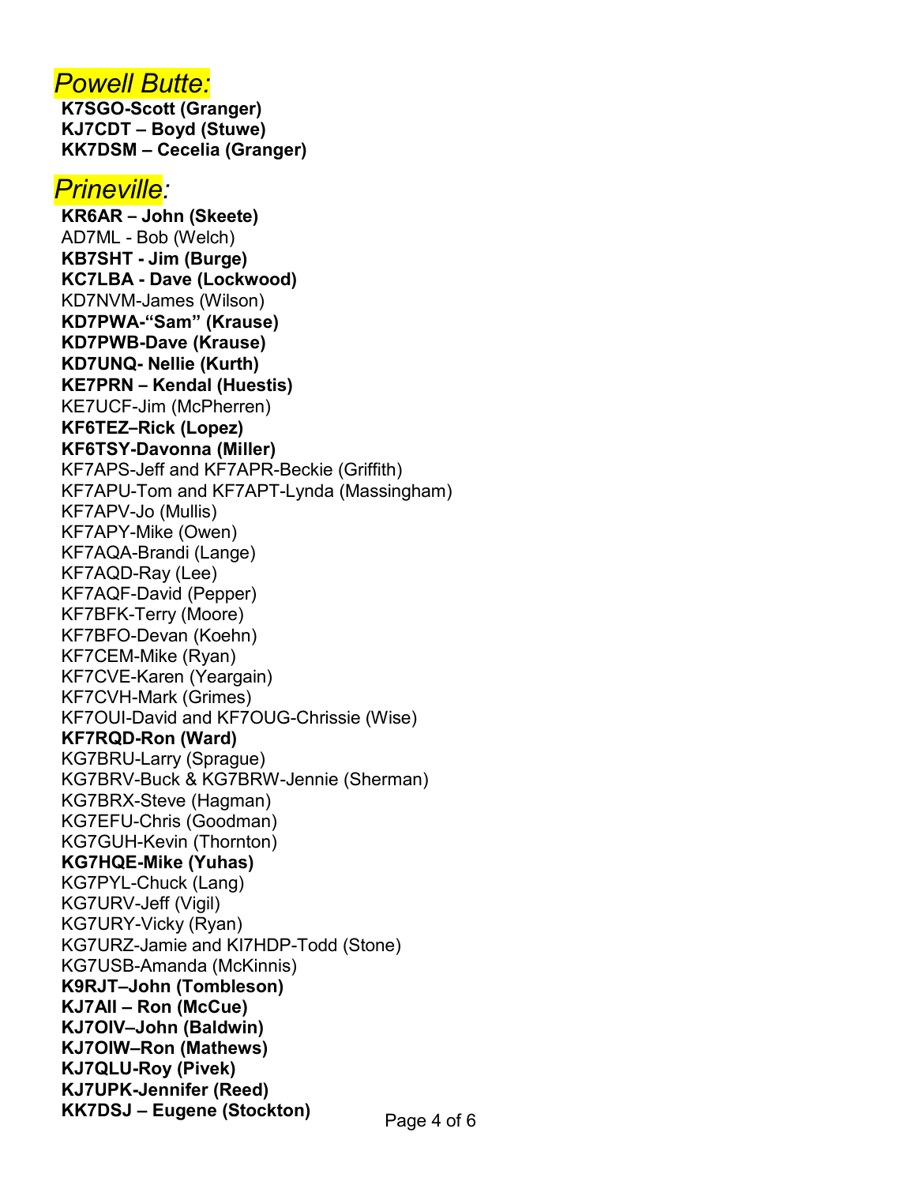## *Powell Butte:*

**K7SGO-Scott (Granger)**
**KJ7CDT – Boyd (Stuwe)**
**KK7DSM – Cecelia (Granger)**

## *Prineville:*

**KR6AR – John (Skeete)**
AD7ML - Bob (Welch)
**KB7SHT - Jim (Burge)**
**KC7LBA - Dave (Lockwood)**
KD7NVM-James (Wilson)
**KD7PWA-"Sam" (Krause)**
**KD7PWB-Dave (Krause)**
**KD7UNQ- Nellie (Kurth)**
**KE7PRN – Kendal (Huestis)**
KE7UCF-Jim (McPherren)
**KF6TEZ–Rick (Lopez)**
**KF6TSY-Davonna (Miller)**
KF7APS-Jeff and KF7APR-Beckie (Griffith)
KF7APU-Tom and KF7APT-Lynda (Massingham)
KF7APV-Jo (Mullis)
KF7APY-Mike (Owen)
KF7AQA-Brandi (Lange)
KF7AQD-Ray (Lee)
KF7AQF-David (Pepper)
KF7BFK-Terry (Moore)
KF7BFO-Devan (Koehn)
KF7CEM-Mike (Ryan)
KF7CVE-Karen (Yeargain)
KF7CVH-Mark (Grimes)
KF7OUI-David and KF7OUG-Chrissie (Wise)
**KF7RQD-Ron (Ward)**
KG7BRU-Larry (Sprague)
KG7BRV-Buck & KG7BRW-Jennie (Sherman)
KG7BRX-Steve (Hagman)
KG7EFU-Chris (Goodman)
KG7GUH-Kevin (Thornton)
**KG7HQE-Mike (Yuhas)**
KG7PYL-Chuck (Lang)
KG7URV-Jeff (Vigil)
KG7URY-Vicky (Ryan)
KG7URZ-Jamie and KI7HDP-Todd (Stone)
KG7USB-Amanda (McKinnis)
**K9RJT–John (Tombleson)**
**KJ7AII – Ron (McCue)**
**KJ7OIV–John (Baldwin)**
**KJ7OIW–Ron (Mathews)**
**KJ7QLU-Roy (Pivek)**
**KJ7UPK-Jennifer (Reed)**
**KK7DSJ – Eugene (Stockton)**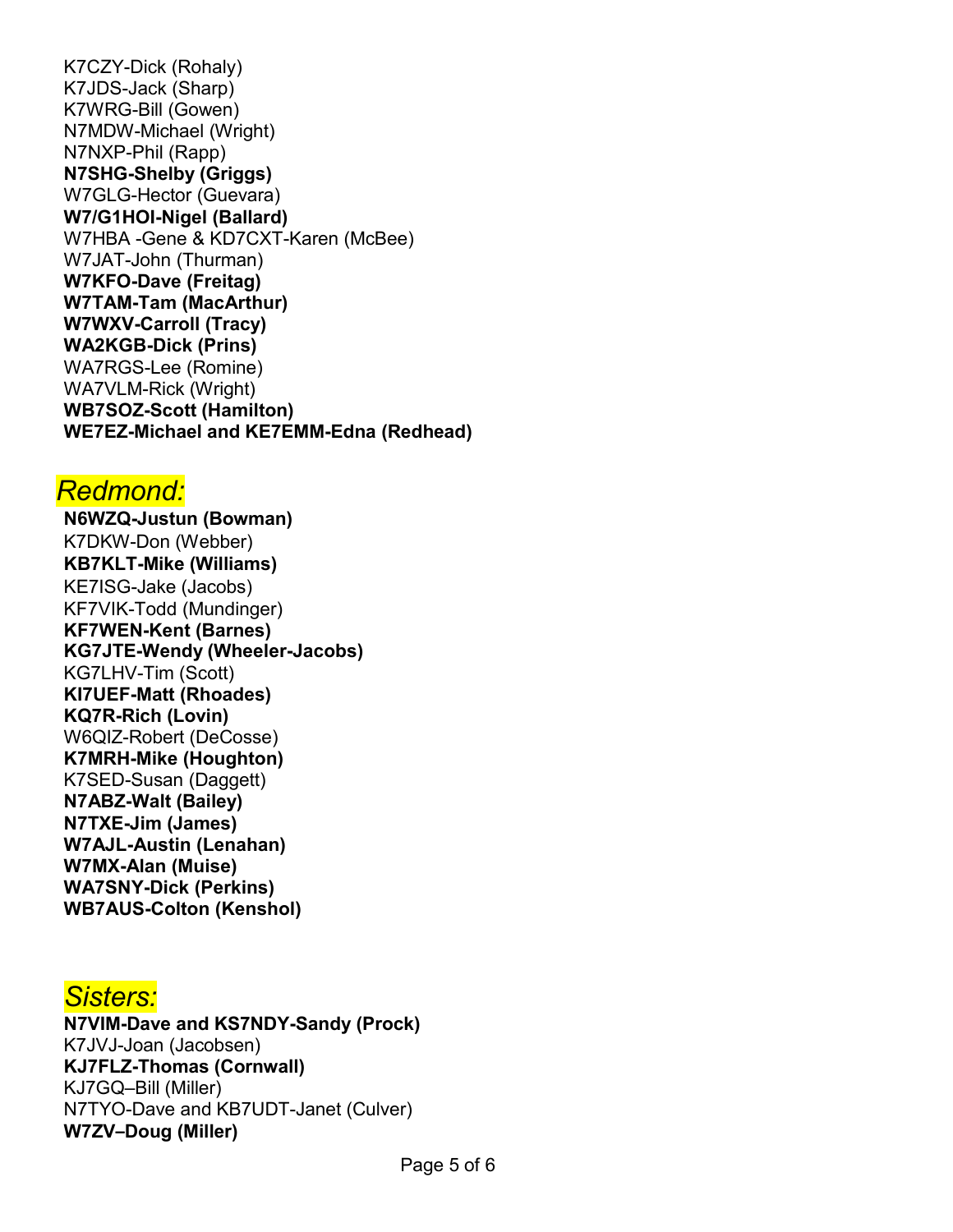K7CZY-Dick (Rohaly)
K7JDS-Jack (Sharp)
K7WRG-Bill (Gowen)
N7MDW-Michael (Wright)
N7NXP-Phil (Rapp)
**N7SHG-Shelby (Griggs)**
W7GLG-Hector (Guevara)
**W7/G1HOI-Nigel (Ballard)**
W7HBA -Gene & KD7CXT-Karen (McBee)
W7JAT-John (Thurman)
**W7KFO-Dave (Freitag)**
**W7TAM-Tam (MacArthur)**
**W7WXV-Carroll (Tracy)**
**WA2KGB-Dick (Prins)**
WA7RGS-Lee (Romine)
WA7VLM-Rick (Wright)
**WB7SOZ-Scott (Hamilton)**
**WE7EZ-Michael and KE7EMM-Edna (Redhead)**

## *Redmond:*

**N6WZQ-Justun (Bowman)**
K7DKW-Don (Webber)
**KB7KLT-Mike (Williams)**
KE7ISG-Jake (Jacobs)
KF7VIK-Todd (Mundinger)
**KF7WEN-Kent (Barnes)**
**KG7JTE-Wendy (Wheeler-Jacobs)**
KG7LHV-Tim (Scott)
**KI7UEF-Matt (Rhoades)**
**KQ7R-Rich (Lovin)**
W6QIZ-Robert (DeCosse)
**K7MRH-Mike (Houghton)**
K7SED-Susan (Daggett)
**N7ABZ-Walt (Bailey)**
**N7TXE-Jim (James)**
**W7AJL-Austin (Lenahan)**
**W7MX-Alan (Muise)**
**WA7SNY-Dick (Perkins)**
**WB7AUS-Colton (Kenshol)**

## *Sisters:*

**N7VIM-Dave and KS7NDY-Sandy (Prock)**
K7JVJ-Joan (Jacobsen)
**KJ7FLZ-Thomas (Cornwall)**
KJ7GQ–Bill (Miller)
N7TYO-Dave and KB7UDT-Janet (Culver)
**W7ZV–Doug (Miller)**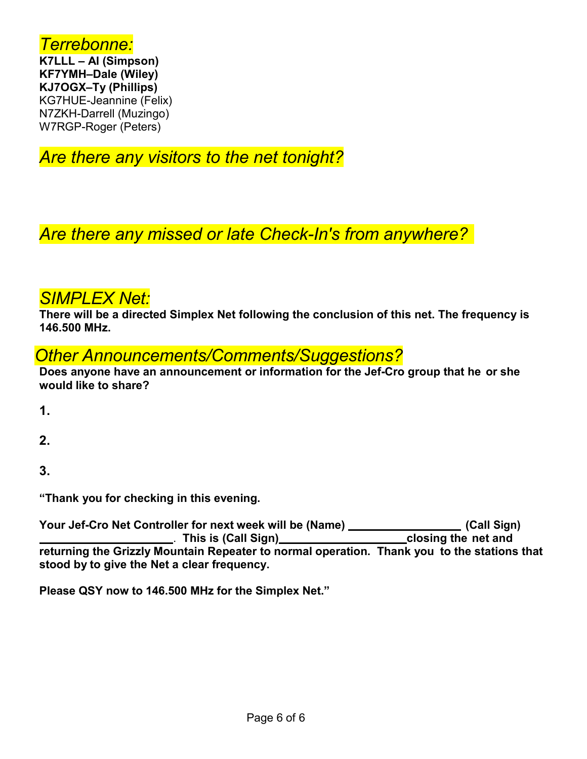## *Terrebonne:*

**K7LLL – Al (Simpson)**
**KF7YMH–Dale (Wiley)**
**KJ7OGX–Ty (Phillips)**
KG7HUE-Jeannine (Felix)
N7ZKH-Darrell (Muzingo)
W7RGP-Roger (Peters)

## *Are there any visitors to the net tonight?*

## *Are there any missed or late Check-In's from anywhere?*

## *SIMPLEX Net:*

**There will be a directed Simplex Net following the conclusion of this net. The frequency is 146.500 MHz.**

## *Other Announcements/Comments/Suggestions?*

**Does anyone have an announcement or information for the Jef-Cro group that he or she would like to share?**

**1.**

**2.**

**3.**

**"Thank you for checking in this evening.**

**Your Jef-Cro Net Controller for next week will be (Name) \_\_\_\_\_\_\_\_\_\_\_\_\_\_\_\_\_ (Call Sign) \_\_\_\_\_\_\_\_\_\_\_\_\_\_\_\_\_\_\_\_. This is (Call Sign)\_\_\_\_\_\_\_\_\_\_\_\_\_\_\_\_\_\_\_\_closing the net and returning the Grizzly Mountain Repeater to normal operation. Thank you to the stations that stood by to give the Net a clear frequency.**

**Please QSY now to 146.500 MHz for the Simplex Net."**